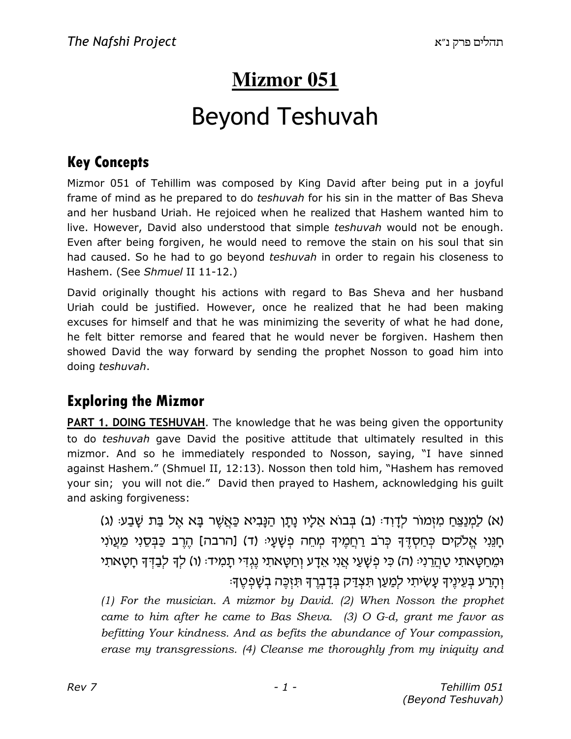# Mizmor 051

# Beyond Teshuvah

## Key Concepts

Mizmor 051 of Tehillim was composed by King David after being put in a joyful frame of mind as he prepared to do *teshuvah* for his sin in the matter of Bas Sheva and her husband Uriah. He rejoiced when he realized that Hashem wanted him to live. However, David also understood that simple *teshuvah* would not be enough. Even after being forgiven, he would need to remove the stain on his soul that sin had caused. So he had to go beyond *teshuvah* in order to regain his closeness to Hashem. (See *Shmuel* II 11-12.)

David originally thought his actions with regard to Bas Sheva and her husband Uriah could be justified. However, once he realized that he had been making excuses for himself and that he was minimizing the severity of what he had done, he felt bitter remorse and feared that he would never be forgiven. Hashem then showed David the way forward by sending the prophet Nosson to goad him into doing *teshuvah*.

## Exploring the Mizmor

**PART 1. DOING TESHUVAH**. The knowledge that he was being given the opportunity to do *teshuvah* gave David the positive attitude that ultimately resulted in this mizmor. And so he immediately responded to Nosson, saying, "I have sinned against Hashem." (Shmuel II, 12:13). Nosson then told him, "Hashem has removed your sin; you will not die." David then prayed to Hashem, acknowledging his guilt and asking forgiveness:

(א) לַמְנַצֵּחַ מִזְמוֹר לְדָוִד׃ (ב) בְּבוֹא אֵלָיו נָתָן הַנָּבִיא כַּאֲשֶׁר בָּא אֶל בַּת שָׁבַע׃ (ג) חָנֵּנִי אֱלֹקִים כְּחַסְדֶּךָ כְּרֹב רַחֲמֶיךָ מְחֵה פְשָׁעָי׃ (ד) [הרבה] הֶרֶב כַּבְּסֵנִי מֵעֲוֹנִי וּמֵחַטָּאתִי טַהֲרֵנִי׃ (ה) כִּי פְשָׁעַי אֲנִי אֵדָע וְחַטָּאתִי נֶגְדִּי תָמִיד׃ (ו) לְךָ לְבַדְּךָ חָטָאתִי וְהָרַע בְּעֵינֶיךָ עָשִׂיתִי לְמַעַן תִּצְדַּק בְּדָבְרֶךָ תִּזְכֶּה בְשָׁפְטֶךָ׃

*(1) For the musician. A mizmor by David. (2) When Nosson the prophet came to him after he came to Bas Sheva. (3) O G-d, grant me favor as befitting Your kindness. And as befits the abundance of Your compassion, erase my transgressions. (4) Cleanse me thoroughly from my iniquity and*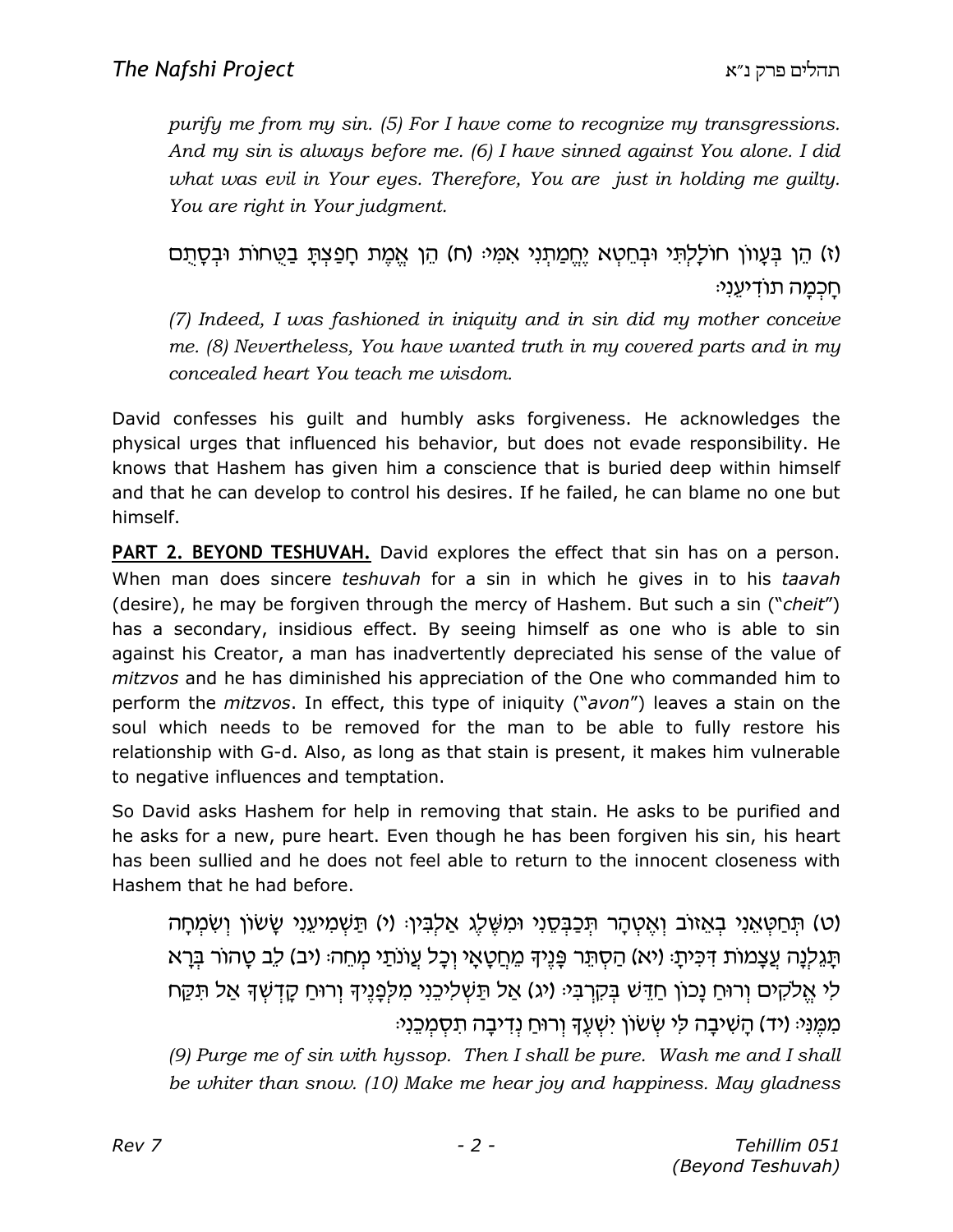*purify me from my sin. (5) For I have come to recognize my transgressions. And my sin is always before me. (6) I have sinned against You alone. I did what was evil in Your eyes. Therefore, You are just in holding me guilty. You are right in Your judgment.*

(ז) הֵן בְּעָווֹן חוֹלָלְתִּי וּבְחֵטְא יֶחֱמַתְנִי אִמִּי׃ (ח) הֵן אֱמֶת חָפַצְתָּ בַטֻּחוֹת וּבְסָתֻם חָכְמָה תוֹדִיעֵנִי׃

*(7) Indeed, I was fashioned in iniquity and in sin did my mother conceive me. (8) Nevertheless, You have wanted truth in my covered parts and in my concealed heart You teach me wisdom.*

David confesses his guilt and humbly asks forgiveness. He acknowledges the physical urges that influenced his behavior, but does not evade responsibility. He knows that Hashem has given him a conscience that is buried deep within himself and that he can develop to control his desires. If he failed, he can blame no one but himself.

**PART 2. BEYOND TESHUVAH.** David explores the effect that sin has on a person. When man does sincere *teshuvah* for a sin in which he gives in to his *taavah* (desire), he may be forgiven through the mercy of Hashem. But such a sin ("*cheit*") has a secondary, insidious effect. By seeing himself as one who is able to sin against his Creator, a man has inadvertently depreciated his sense of the value of *mitzvos* and he has diminished his appreciation of the One who commanded him to perform the *mitzvos*. In effect, this type of iniquity ("*avon*") leaves a stain on the soul which needs to be removed for the man to be able to fully restore his relationship with G-d. Also, as long as that stain is present, it makes him vulnerable to negative influences and temptation.

So David asks Hashem for help in removing that stain. He asks to be purified and he asks for a new, pure heart. Even though he has been forgiven his sin, his heart has been sullied and he does not feel able to return to the innocent closeness with Hashem that he had before.

(ט) תְּחַטְּאֵנִי בְאֵזוֹב וְאֶטְהָר תְּכַבְּסֵנִי וּמִשֶּׁלֶג אַלְבִּין׃ (י) תַּשְׁמִיעֵנִי שָׂשׂוֹן וְשִׂמְחָה תָּגֵלְנָה עֲצָמוֹת דִּכִּיתָ׃ (יא) הַסְתֵּר פָּנֶיךָ מֵחֲטָאָי וְכָל עֲוֹנֹתַי מְחֵה׃ (יב) לֵב טָהוֹר בְּרָא לִי אֱלֹקִים וְרוּחַ נָכוֹן חַדֵּשׁ בְּקִרְבִּי׃ (יג) אַל תַּשְׁלִיכֵנִי מִלְּפָנֶיךָ וְרוּחַ קָדְשְׁךָ אַל תִּקַּח מִמֶּנִּי׃ (יד) הָשִׁיבָה לִּי שְׂשׂוֹן יִשְׁעֶךָ וְרוּחַ נְדִיבָה תִסְמְכֵנִי׃

*(9) Purge me of sin with hyssop. Then I shall be pure. Wash me and I shall be whiter than snow. (10) Make me hear joy and happiness. May gladness*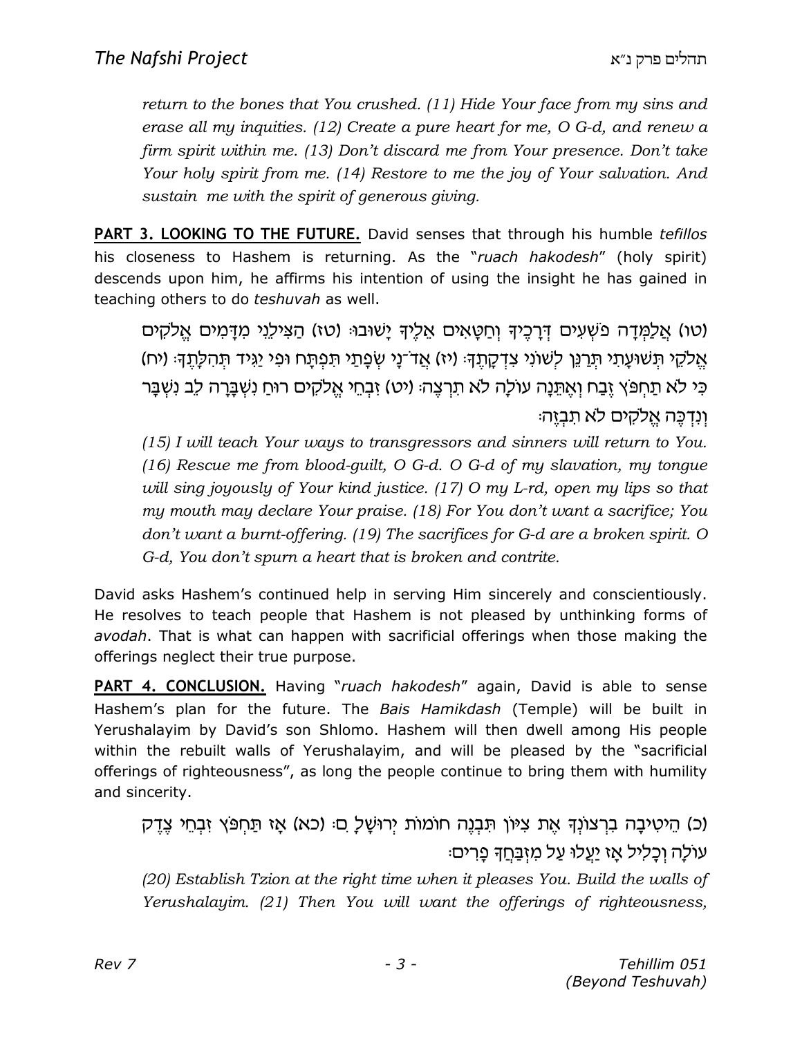*return to the bones that You crushed. (11) Hide Your face from my sins and erase all my inquities. (12) Create a pure heart for me, O G-d, and renew a firm spirit within me. (13) Don't discard me from Your presence. Don't take Your holy spirit from me. (14) Restore to me the joy of Your salvation. And sustain me with the spirit of generous giving.*

**PART 3. LOOKING TO THE FUTURE.** David senses that through his humble *tefillos* his closeness to Hashem is returning. As the "*ruach hakodesh*" (holy spirit) descends upon him, he affirms his intention of using the insight he has gained in teaching others to do *teshuvah* as well.

(טו) אֲלַמְּדָה פֹשְׁעִים דְּרָכֶיךָ וְחַטָּאִים אֵלֶיךָ יָשׁוּבוּ׃ (טז) הַצִּילֵנִי מִדָּמִים אֱלֹקִים אֱלֹקֵי תְּשׁוּעָתִי תְּרַנֵּן לְשׁוֹנִי צִדְקָתֶךָ׃ (יז) אֲדֹ־נָי שְׂפָתַי תִּפְתָּח וּפִי יַגִּיד תְּהִלָּתֶךָ׃ (יח) כִּי לֹא תַחְפֹּץ זֶבַח וְאֶתֵּנָה עוֹלָה לֹא תִרְצֶה׃ (יט) זִבְחֵי אֱלֹקִים רוּחַ נִשְׁבָּרָה לֵב נִשְׁבָּר וְנִדְכֶּה אֱלֹקִים לֹא תִבְזֶה׃

*(15) I will teach Your ways to transgressors and sinners will return to You. (16) Rescue me from blood-guilt, O G-d. O G-d of my slavation, my tongue will sing joyously of Your kind justice. (17) O my L-rd, open my lips so that my mouth may declare Your praise. (18) For You don't want a sacrifice; You don't want a burnt-offering. (19) The sacrifices for G-d are a broken spirit. O G-d, You don't spurn a heart that is broken and contrite.*

David asks Hashem's continued help in serving Him sincerely and conscientiously. He resolves to teach people that Hashem is not pleased by unthinking forms of *avodah*. That is what can happen with sacrificial offerings when those making the offerings neglect their true purpose.

**PART 4. CONCLUSION.** Having "*ruach hakodesh*" again, David is able to sense Hashem's plan for the future. The *Bais Hamikdash* (Temple) will be built in Yerushalayim by David's son Shlomo. Hashem will then dwell among His people within the rebuilt walls of Yerushalayim, and will be pleased by the "sacrificial offerings of righteousness", as long the people continue to bring them with humility and sincerity.

(כ) הֵיטִיבָה בִרְצוֹנְךָ אֶת צִיּוֹן תִּבְנֶה חוֹמוֹת יְרוּשָׁלָ ִם׃ (כא) אָז תַּחְפֹּץ זִבְחֵי צֶדֶק עוֹלָה וְכָלִיל אָז יַעֲלוּ עַל מִזְבַּחֲךָ פָרִים׃

*(20) Establish Tzion at the right time when it pleases You. Build the walls of Yerushalayim. (21) Then You will want the offerings of righteousness,*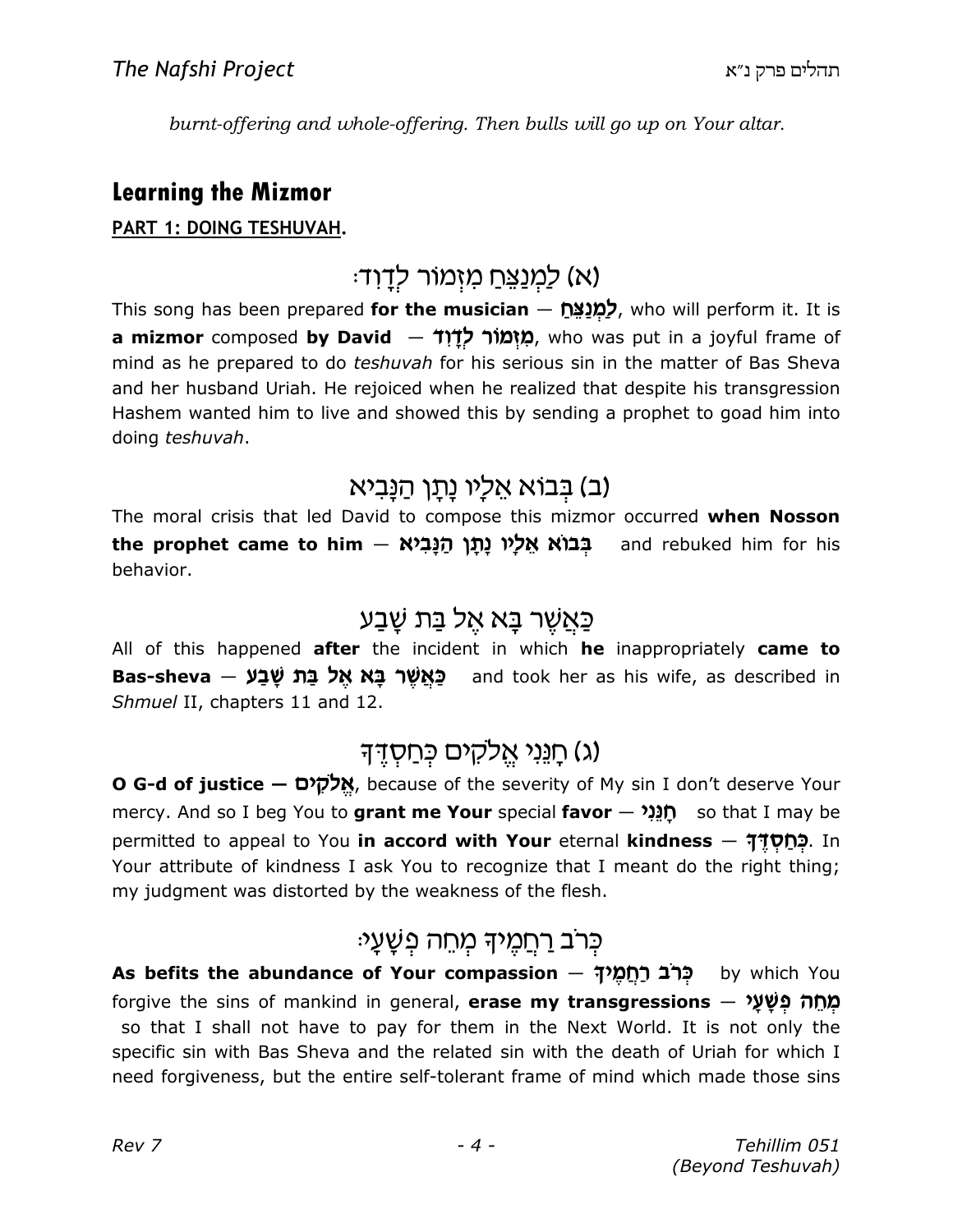*burnt-offering and whole-offering. Then bulls will go up on Your altar.*

## Learning the Mizmor

**PART 1: DOING TESHUVAH.**

### (א) לַמְנַצֵּחַ מִזְמוֹר לְדָוִד׃

This song has been prepared **for the musician — לַמְנַצֵּחַ**, who will perform it. It is **a mizmor** composed **by David — מִזְמוֹר לְדָוִד**, who was put in a joyful frame of mind as he prepared to do *teshuvah* for his serious sin in the matter of Bas Sheva and her husband Uriah. He rejoiced when he realized that despite his transgression Hashem wanted him to live and showed this by sending a prophet to goad him into doing *teshuvah*.

### (ב) בְּבוֹא אֵלָיו נָתָן הַנָּבִיא

The moral crisis that led David to compose this mizmor occurred **when Nosson the prophet came to him — בְּבוֹא אֵלָיו נָתָן הַנָּבִיא** and rebuked him for his behavior.

### כַּאֲשֶׁר בָּא אֶל בַּת שָׁבַע

All of this happened **after** the incident in which **he** inappropriately **came to Bas-sheva — כַּאֲשֶׁר בָּא אֶל בַּת שָׁבַע** and took her as his wife, as described in *Shmuel* II, chapters 11 and 12.

### (ג) חָנֵּנִי אֱלֹקִים כְּחַסְדֶּךָ

**O G-d of justice — אֱלֹקִים**, because of the severity of My sin I don't deserve Your mercy. And so I beg You to **grant me Your** special **favor — חָנֵּנִי** so that I may be permitted to appeal to You **in accord with Your** eternal **kindness — כְּחַסְדֶּךָ**. In Your attribute of kindness I ask You to recognize that I meant do the right thing; my judgment was distorted by the weakness of the flesh.

### כְּרֹב רַחֲמֶיךָ מְחֵה פְשָׁעָי׃

**As befits the abundance of Your compassion — כְּרֹב רַחֲמֶיךָ** by which You forgive the sins of mankind in general, **erase my transgressions — מְחֵה פְשָׁעָי** so that I shall not have to pay for them in the Next World. It is not only the specific sin with Bas Sheva and the related sin with the death of Uriah for which I need forgiveness, but the entire self-tolerant frame of mind which made those sins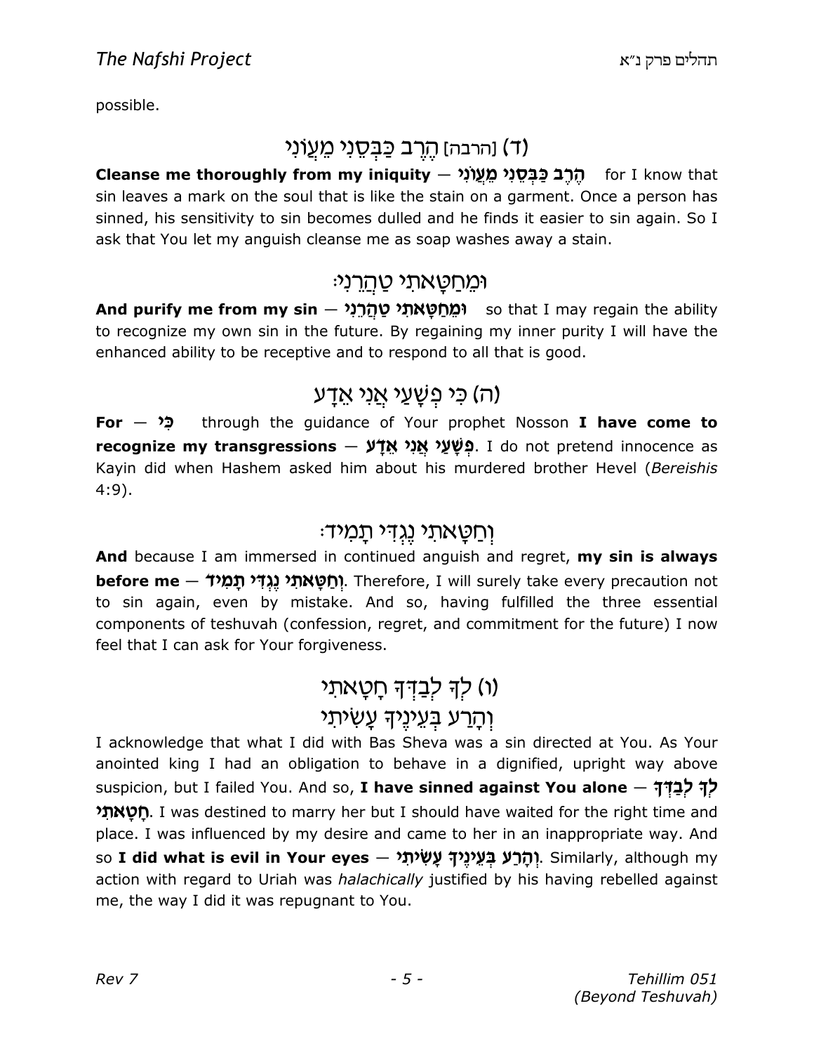possible.

## (ד) [הרבה] הֶרֶב כַּבְּסֵנִי מֵעֲוֹנִי

**Cleanse me thoroughly from my iniquity — הֶרֶב כַּבְּסֵנִי מֵעֲוֹנִי** for I know that sin leaves a mark on the soul that is like the stain on a garment. Once a person has sinned, his sensitivity to sin becomes dulled and he finds it easier to sin again. So I ask that You let my anguish cleanse me as soap washes away a stain.

## וּמֵחַטָּאתִי טַהֲרֵנִי׃

**And purify me from my sin — וּמֵחַטָּאתִי טַהֲרֵנִי** so that I may regain the ability to recognize my own sin in the future. By regaining my inner purity I will have the enhanced ability to be receptive and to respond to all that is good.

## (ה) כִּי פְשָׁעַי אֲנִי אֵדָע

**For — כִּי** through the guidance of Your prophet Nosson **I have come to recognize my transgressions — פְּשָׁעַי אֲנִי אֵדָע**. I do not pretend innocence as Kayin did when Hashem asked him about his murdered brother Hevel (*Bereishis* 4:9).

## וְחַטָּאתִי נֶגְדִּי תָמִיד׃

**And** because I am immersed in continued anguish and regret, **my sin is always before me — וְחַטָּאתִי נֶגְדִּי תָמִיד**. Therefore, I will surely take every precaution not to sin again, even by mistake. And so, having fulfilled the three essential components of teshuvah (confession, regret, and commitment for the future) I now feel that I can ask for Your forgiveness.

## (ו) לְךָ לְבַדְּךָ חָטָאתִי
## וְהָרַע בְּעֵינֶיךָ עָשִׂיתִי

I acknowledge that what I did with Bas Sheva was a sin directed at You. As Your anointed king I had an obligation to behave in a dignified, upright way above suspicion, but I failed You. And so, **I have sinned against You alone — לְךָ לְבַדְּךָ חָטָאתִי**. I was destined to marry her but I should have waited for the right time and place. I was influenced by my desire and came to her in an inappropriate way. And so **I did what is evil in Your eyes — וְהָרַע בְּעֵינֶיךָ עָשִׂיתִי**. Similarly, although my action with regard to Uriah was *halachically* justified by his having rebelled against me, the way I did it was repugnant to You.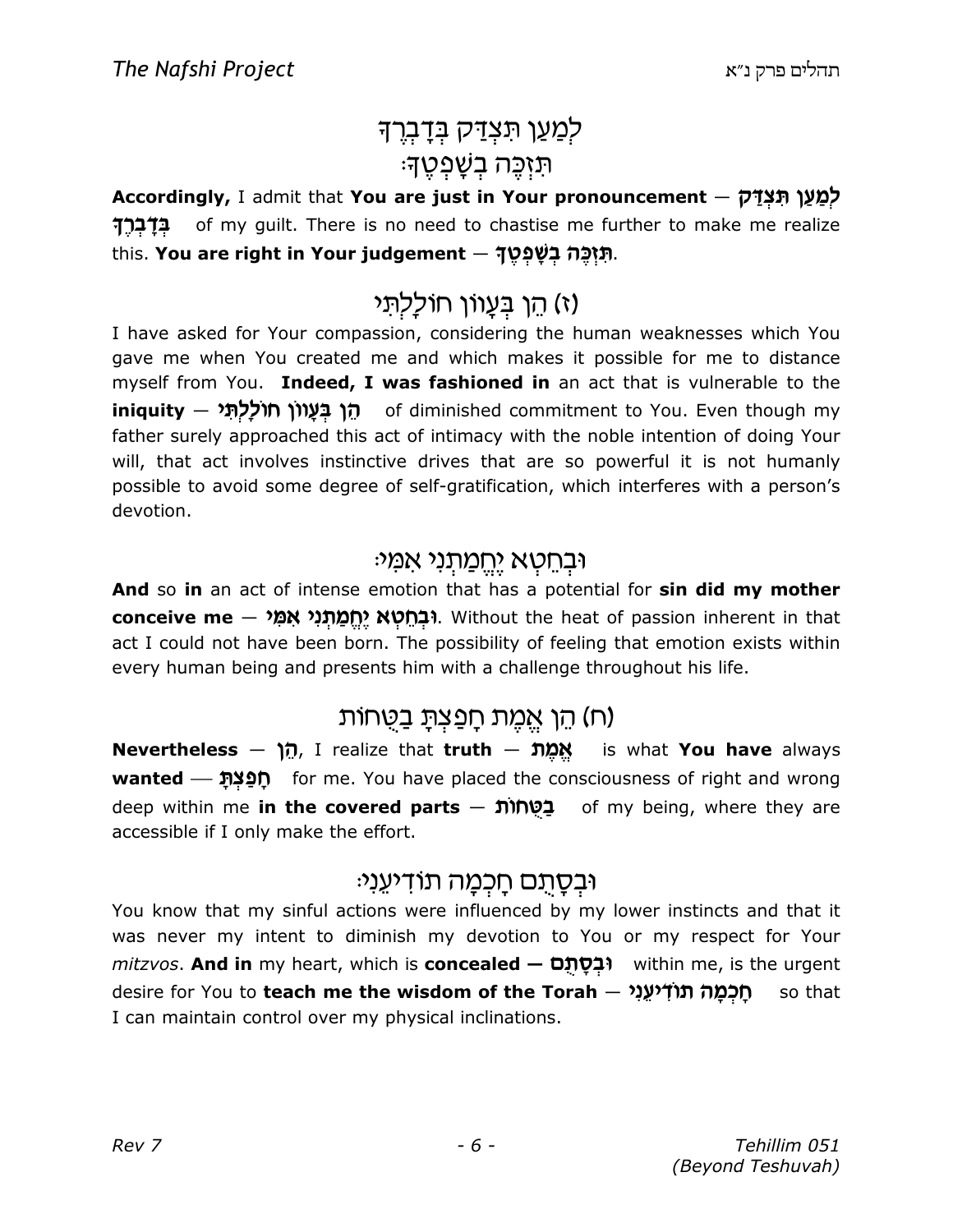## לְמַעַן תִּצְדַּק בְּדָבְרֶךָ
## תִּזְכֶּה בְשָׁפְטֶךָ׃

**Accordingly,** I admit that **You are just in Your pronouncement — לְמַעַן תִּצְדַּק בְּדָבְרֶךָ** of my guilt. There is no need to chastise me further to make me realize this. **You are right in Your judgement — תִּזְכֶּה בְשָׁפְטֶךָ.**

## (ז) הֵן בְּעָווֹן חוֹלָלְתִּי

I have asked for Your compassion, considering the human weaknesses which You gave me when You created me and which makes it possible for me to distance myself from You. **Indeed, I was fashioned in** an act that is vulnerable to the **iniquity — הֵן בְּעָווֹן חוֹלָלְתִּי** of diminished commitment to You. Even though my father surely approached this act of intimacy with the noble intention of doing Your will, that act involves instinctive drives that are so powerful it is not humanly possible to avoid some degree of self-gratification, which interferes with a person's devotion.

## וּבְחֵטְא יֶחֱמַתְנִי אִמִּי׃

**And** so **in** an act of intense emotion that has a potential for **sin did my mother conceive me — וּבְחֵטְא יֶחֱמַתְנִי אִמִּי.** Without the heat of passion inherent in that act I could not have been born. The possibility of feeling that emotion exists within every human being and presents him with a challenge throughout his life.

## (ח) הֵן אֱמֶת חָפַצְתָּ בַטֻּחוֹת

**Nevertheless — הֵן**, I realize that **truth — אֱמֶת** is what **You have** always **wanted — חָפַצְתָּ** for me. You have placed the consciousness of right and wrong deep within me **in the covered parts — בַטֻּחוֹת** of my being, where they are accessible if I only make the effort.

## וּבְסָתֻם חָכְמָה תוֹדִיעֵנִי׃

You know that my sinful actions were influenced by my lower instincts and that it was never my intent to diminish my devotion to You or my respect for Your *mitzvos*. **And in** my heart, which is **concealed — וּבְסָתֻם** within me, is the urgent desire for You to **teach me the wisdom of the Torah — חָכְמָה תוֹדִיעֵנִי** so that I can maintain control over my physical inclinations.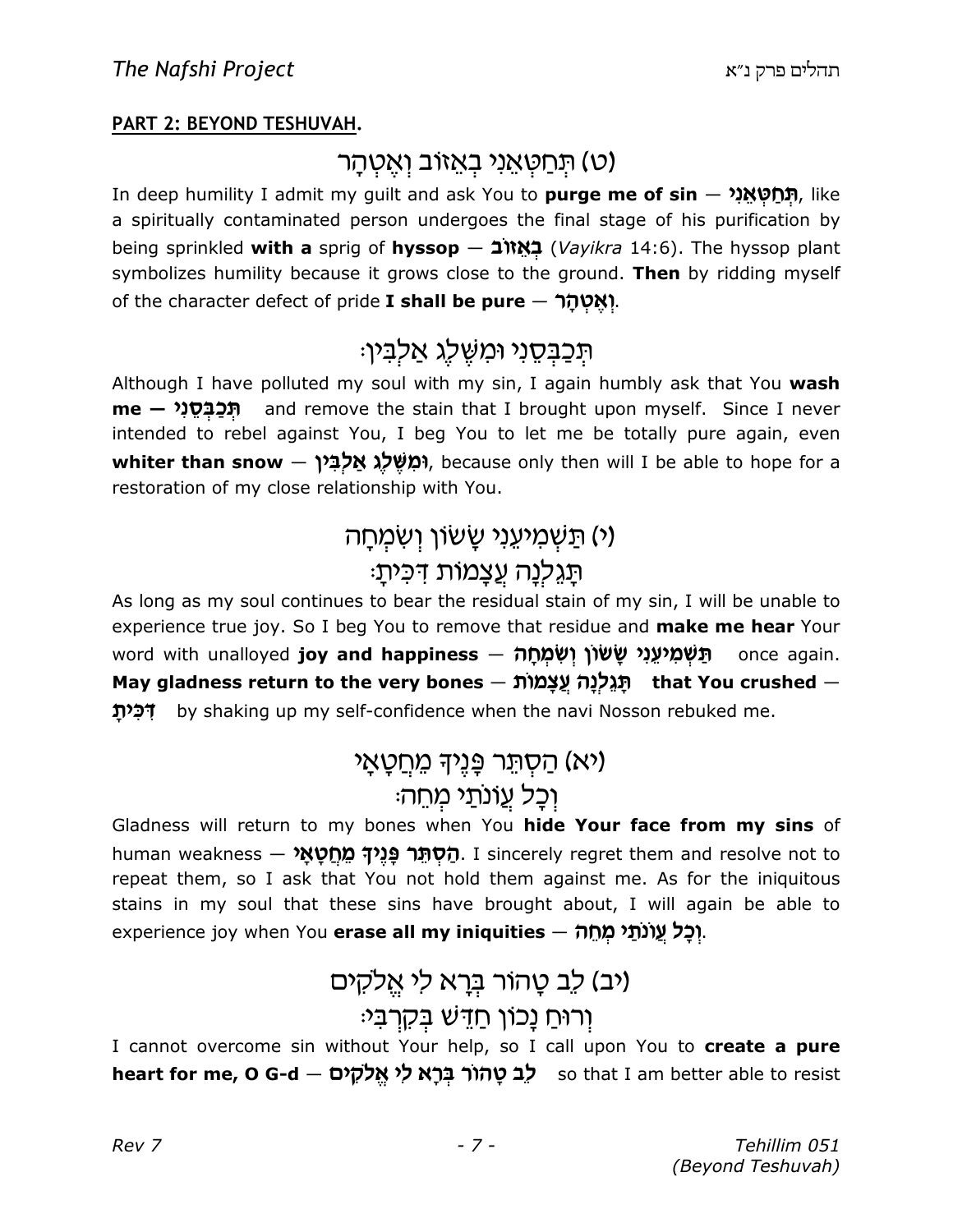**PART 2: BEYOND TESHUVAH.**

## (ט) תְּחַטְּאֵנִי בְאֵזוֹב וְאֶטְהָר

In deep humility I admit my guilt and ask You to **purge me of sin** — **תְּחַטְּאֵנִי**, like a spiritually contaminated person undergoes the final stage of his purification by being sprinkled **with a** sprig of **hyssop** — **בְאֵזוֹב** (*Vayikra* 14:6). The hyssop plant symbolizes humility because it grows close to the ground. **Then** by ridding myself of the character defect of pride **I shall be pure** — **וְאֶטְהָר**.

## תְּכַבְּסֵנִי וּמִשֶּׁלֶג אַלְבִּין׃

Although I have polluted my soul with my sin, I again humbly ask that You **wash me — תְּכַבְּסֵנִי** and remove the stain that I brought upon myself. Since I never intended to rebel against You, I beg You to let me be totally pure again, even **whiter than snow** — **וּמִשֶּׁלֶג אַלְבִּין**, because only then will I be able to hope for a restoration of my close relationship with You.

## (י) תַּשְׁמִיעֵנִי שָׂשׂוֹן וְשִׂמְחָה תָּגֵלְנָה עֲצָמוֹת דִּכִּיתָ׃

As long as my soul continues to bear the residual stain of my sin, I will be unable to experience true joy. So I beg You to remove that residue and **make me hear** Your word with unalloyed **joy and happiness** — **תַּשְׁמִיעֵנִי שָׂשׂוֹן וְשִׂמְחָה** once again. **May gladness return to the very bones** — **תָּגֵלְנָה עֲצָמוֹת** **that You crushed** — **דִּכִּיתָ** by shaking up my self-confidence when the navi Nosson rebuked me.

## (יא) הַסְתֵּר פָּנֶיךָ מֵחֲטָאָי וְכָל עֲוֹנֹתַי מְחֵה׃

Gladness will return to my bones when You **hide Your face from my sins** of human weakness — **הַסְתֵּר פָּנֶיךָ מֵחֲטָאָי**. I sincerely regret them and resolve not to repeat them, so I ask that You not hold them against me. As for the iniquitous stains in my soul that these sins have brought about, I will again be able to experience joy when You **erase all my iniquities** — **וְכָל עֲוֹנֹתַי מְחֵה**.

## (יב) לֵב טָהוֹר בְּרָא לִי אֱלֹקִים וְרוּחַ נָכוֹן חַדֵּשׁ בְּקִרְבִּי׃

I cannot overcome sin without Your help, so I call upon You to **create a pure heart for me, O G-d** — **לֵב טָהוֹר בְּרָא לִי אֱלֹקִים** so that I am better able to resist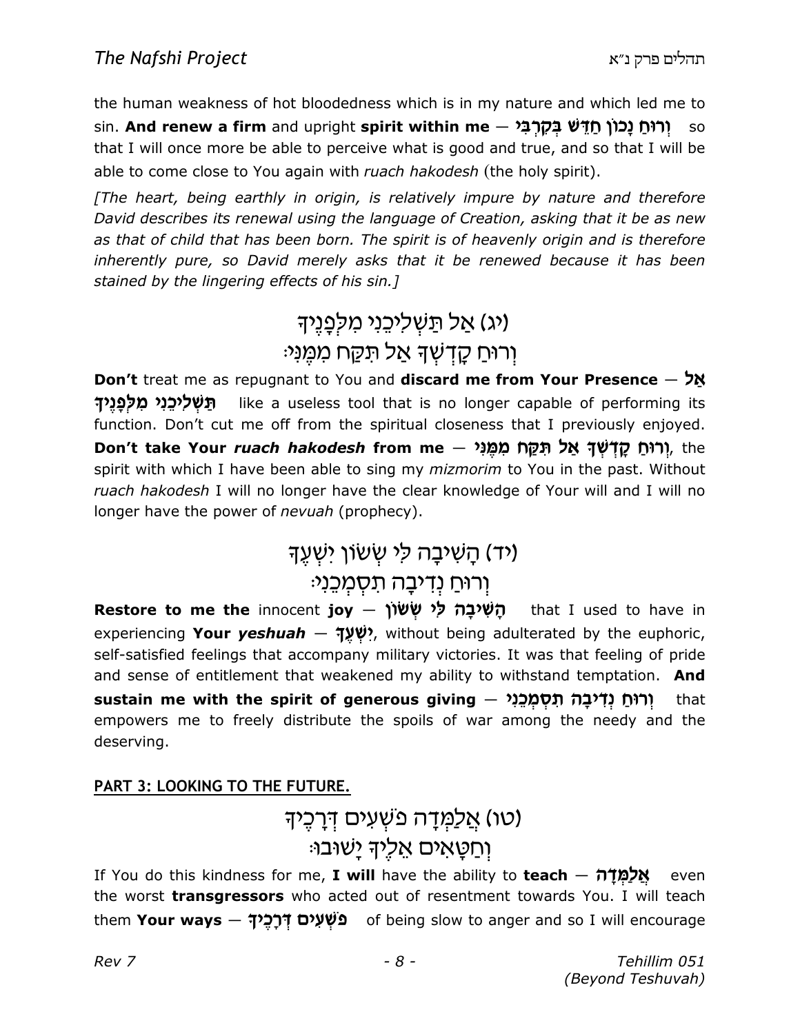the human weakness of hot bloodedness which is in my nature and which led me to sin. **And renew a firm** and upright **spirit within me** — **וְרוּחַ נָכוֹן חַדֵּשׁ בְּקִרְבִּי** so that I will once more be able to perceive what is good and true, and so that I will be able to come close to You again with *ruach hakodesh* (the holy spirit).

*[The heart, being earthly in origin, is relatively impure by nature and therefore David describes its renewal using the language of Creation, asking that it be as new as that of child that has been born. The spirit is of heavenly origin and is therefore inherently pure, so David merely asks that it be renewed because it has been stained by the lingering effects of his sin.]*

### (יג) אַל תַּשְׁלִיכֵנִי מִלְּפָנֶיךָ
### וְרוּחַ קָדְשְׁךָ אַל תִּקַּח מִמֶּנִּי׃

**Don't** treat me as repugnant to You and **discard me from Your Presence** — **אַל תַּשְׁלִיכֵנִי מִלְּפָנֶיךָ** like a useless tool that is no longer capable of performing its function. Don't cut me off from the spiritual closeness that I previously enjoyed. **Don't take Your *ruach hakodesh* from me** — **וְרוּחַ קָדְשְׁךָ אַל תִּקַּח מִמֶּנִּי**, the spirit with which I have been able to sing my *mizmorim* to You in the past. Without *ruach hakodesh* I will no longer have the clear knowledge of Your will and I will no longer have the power of *nevuah* (prophecy).

### (יד) הָשִׁיבָה לִּי שְׂשׂוֹן יִשְׁעֶךָ
### וְרוּחַ נְדִיבָה תִסְמְכֵנִי׃

**Restore to me the** innocent **joy** — **הָשִׁיבָה לִּי שְׂשׂוֹן** that I used to have in experiencing **Your *yeshuah*** — **יִשְׁעֶךָ**, without being adulterated by the euphoric, self-satisfied feelings that accompany military victories. It was that feeling of pride and sense of entitlement that weakened my ability to withstand temptation. **And sustain me with the spirit of generous giving** — **וְרוּחַ נְדִיבָה תִסְמְכֵנִי** that empowers me to freely distribute the spoils of war among the needy and the deserving.

## PART 3: LOOKING TO THE FUTURE.

### (טו) אֲלַמְּדָה פֹשְׁעִים דְּרָכֶיךָ
### וְחַטָּאִים אֵלֶיךָ יָשׁוּבוּ׃

If You do this kindness for me, **I will** have the ability to **teach** — **אֲלַמְּדָה** even the worst **transgressors** who acted out of resentment towards You. I will teach them **Your ways** — **פֹּשְׁעִים דְּרָכֶיךָ** of being slow to anger and so I will encourage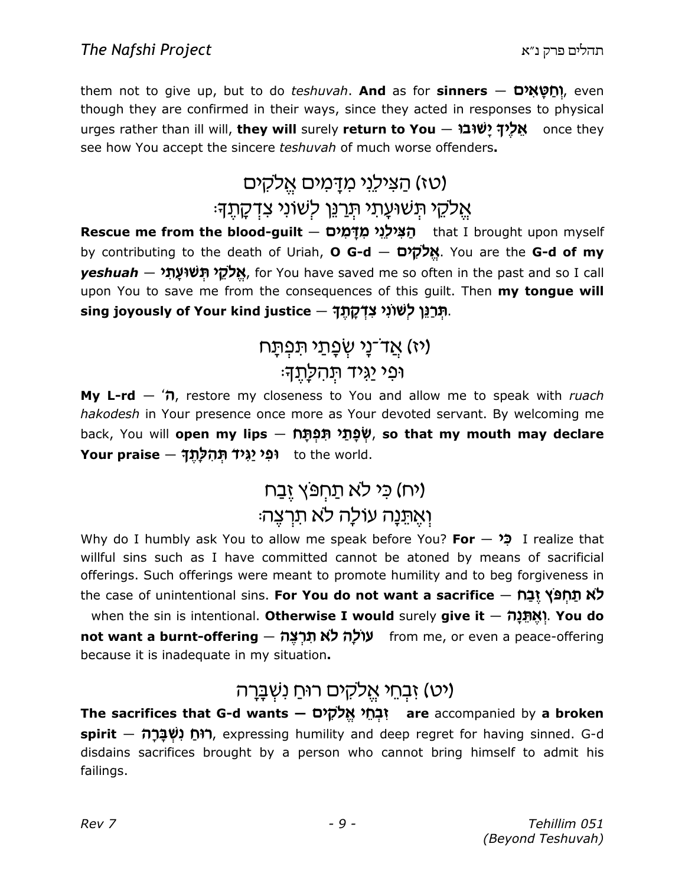them not to give up, but to do *teshuvah*. **And** as for **sinners** — **וְחַטָּאִים**, even though they are confirmed in their ways, since they acted in responses to physical urges rather than ill will, **they will** surely **return to You** — **אֵלֶיךָ יָשׁוּבוּ** once they see how You accept the sincere *teshuvah* of much worse offenders**.**

### (טז) הַצִּילֵנִי מִדָּמִים אֱלֹקִים
### אֱלֹקֵי תְּשׁוּעָתִי תְּרַנֵּן לְשׁוֹנִי צִדְקָתֶךָ׃

**Rescue me from the blood-guilt** — **הַצִּילֵנִי מִדָּמִים** that I brought upon myself by contributing to the death of Uriah, **O G-d** — **אֱלֹקִים**. You are the **G-d of my *yeshuah*** — **אֱלֹקֵי תְּשׁוּעָתִי**, for You have saved me so often in the past and so I call upon You to save me from the consequences of this guilt. Then **my tongue will sing joyously of Your kind justice** — **תְּרַנֵּן לְשׁוֹנִי צִדְקָתֶךָ**.

### (יז) אֲדֹ־נָי שְׂפָתַי תִּפְתָּח
### וּפִי יַגִּיד תְּהִלָּתֶךָ׃

**My L-rd** — **'ה**, restore my closeness to You and allow me to speak with *ruach hakodesh* in Your presence once more as Your devoted servant. By welcoming me back, You will **open my lips** — **שְׂפָתַי תִּפְתָּח**, **so that my mouth may declare Your praise** — **וּפִי יַגִּיד תְּהִלָּתֶךָ** to the world.

### (יח) כִּי לֹא תַחְפֹּץ זֶבַח
### וְאֶתֵּנָה עוֹלָה לֹא תִרְצֶה׃

Why do I humbly ask You to allow me speak before You? **For** — **כִּי** I realize that willful sins such as I have committed cannot be atoned by means of sacrificial offerings. Such offerings were meant to promote humility and to beg forgiveness in the case of unintentional sins. **For You do not want a sacrifice** — **לֹא תַחְפֹּץ זֶבַח** when the sin is intentional. **Otherwise I would** surely **give it** — **וְאֶתֵּנָה**. **You do not want a burnt-offering** — **עוֹלָה לֹא תִרְצֶה** from me, or even a peace-offering because it is inadequate in my situation**.**

### (יט) זִבְחֵי אֱלֹקִים רוּחַ נִשְׁבָּרָה

**The sacrifices that G-d wants — זִבְחֵי אֱלֹקִים are** accompanied by **a broken spirit** — **רוּחַ נִשְׁבָּרָה**, expressing humility and deep regret for having sinned. G-d disdains sacrifices brought by a person who cannot bring himself to admit his failings.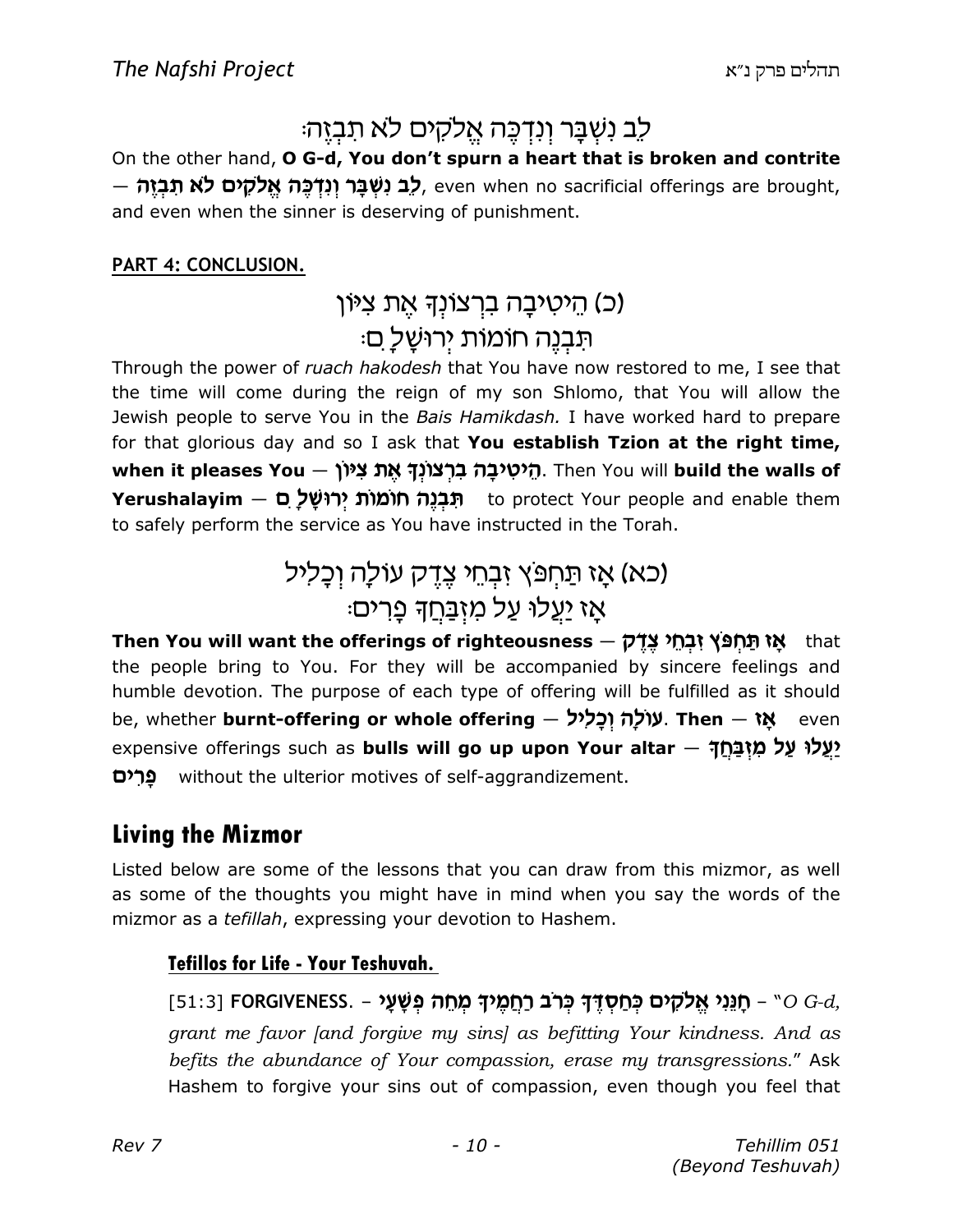לֵב נִשְׁבָּר וְנִדְכֶּה אֱלֹקִים לֹא תִבְזֶה׃

On the other hand, **O G-d, You don't spurn a heart that is broken and contrite** — **לֵב נִשְׁבָּר וְנִדְכֶּה אֱלֹקִים לֹא תִבְזֶה**, even when no sacrificial offerings are brought, and even when the sinner is deserving of punishment.

**PART 4: CONCLUSION.**

(כ) הֵיטִיבָה בִרְצוֹנְךָ אֶת צִיּוֹן
תִּבְנֶה חוֹמוֹת יְרוּשָׁלָ ִם׃

Through the power of *ruach hakodesh* that You have now restored to me, I see that the time will come during the reign of my son Shlomo, that You will allow the Jewish people to serve You in the *Bais Hamikdash.* I have worked hard to prepare for that glorious day and so I ask that **You establish Tzion at the right time, when it pleases You** — **הֵיטִיבָה בִרְצוֹנְךָ אֶת צִיּוֹן**. Then You will **build the walls of Yerushalayim** — **תִּבְנֶה חוֹמוֹת יְרוּשָׁלָ ִם** to protect Your people and enable them to safely perform the service as You have instructed in the Torah.

(כא) אָז תַּחְפֹּץ זִבְחֵי צֶדֶק עוֹלָה וְכָלִיל
אָז יַעֲלוּ עַל מִזְבַּחֲךָ פָרִים׃

**Then You will want the offerings of righteousness** — **אָז תַּחְפֹּץ זִבְחֵי צֶדֶק** that the people bring to You. For they will be accompanied by sincere feelings and humble devotion. The purpose of each type of offering will be fulfilled as it should be, whether **burnt-offering or whole offering** — **עוֹלָה וְכָלִיל**. **Then** — **אָז** even expensive offerings such as **bulls will go up upon Your altar** — **יַעֲלוּ עַל מִזְבַּחֲךָ פָרִים** without the ulterior motives of self-aggrandizement.

## Living the Mizmor

Listed below are some of the lessons that you can draw from this mizmor, as well as some of the thoughts you might have in mind when you say the words of the mizmor as a *tefillah*, expressing your devotion to Hashem.

### Tefillos for Life - Your Teshuvah.

[51:3] **FORGIVENESS.** – **חָנֵּנִי אֱלֹקִים כְּחַסְדֶּךָ כְּרֹב רַחֲמֶיךָ מְחֵה פְשָׁעָי** – "*O G-d, grant me favor [and forgive my sins] as befitting Your kindness. And as befits the abundance of Your compassion, erase my transgressions.*" Ask Hashem to forgive your sins out of compassion, even though you feel that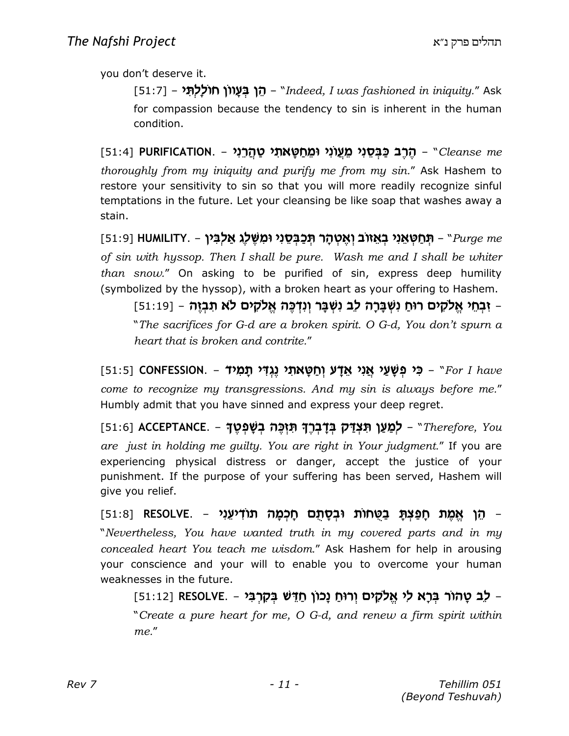you don't deserve it.

> [51:7] – הֵן בְּעָווֹן חוֹלָלְתִּי – "*Indeed, I was fashioned in iniquity.*" Ask for compassion because the tendency to sin is inherent in the human condition.

[51:4] **PURIFICATION**. – הֶרֶב כַּבְּסֵנִי מֵעֲוֺנִי וּמֵחַטָּאתִי טַהֲרֵנִי – "*Cleanse me thoroughly from my iniquity and purify me from my sin.*" Ask Hashem to restore your sensitivity to sin so that you will more readily recognize sinful temptations in the future. Let your cleansing be like soap that washes away a stain.

[51:9] **HUMILITY**. – תְּחַטְּאֵנִי בְאֵזוֹב וְאֶטְהָר תְּכַבְּסֵנִי וּמִשֶּׁלֶג אַלְבִּין – "*Purge me of sin with hyssop. Then I shall be pure. Wash me and I shall be whiter than snow.*" On asking to be purified of sin, express deep humility (symbolized by the hyssop), with a broken heart as your offering to Hashem.

> [51:19] – זִבְחֵי אֱלֹקִים רוּחַ נִשְׁבָּרָה לֵב נִשְׁבָּר וְנִדְכֶּה אֱלֹקִים לֹא תִבְזֶה – "*The sacrifices for G-d are a broken spirit. O G-d, You don't spurn a heart that is broken and contrite.*"

[51:5] **CONFESSION**. – כִּי פְשָׁעַי אֲנִי אֵדָע וְחַטָּאתִי נֶגְדִּי תָמִיד – "*For I have come to recognize my transgressions. And my sin is always before me.*" Humbly admit that you have sinned and express your deep regret.

[51:6] **ACCEPTANCE**. – לְמַעַן תִּצְדַּק בְּדָבְרֶךָ תִּזְכֶּה בְשָׁפְטֶךָ – "*Therefore, You are just in holding me guilty. You are right in Your judgment.*" If you are experiencing physical distress or danger, accept the justice of your punishment. If the purpose of your suffering has been served, Hashem will give you relief.

[51:8] **RESOLVE**. – הֵן אֱמֶת חָפַצְתָּ בַטֻּחוֹת וּבְסָתֻם חָכְמָה תוֹדִיעֵנִי – "*Nevertheless, You have wanted truth in my covered parts and in my concealed heart You teach me wisdom.*" Ask Hashem for help in arousing your conscience and your will to enable you to overcome your human weaknesses in the future.

> [51:12] **RESOLVE**. – לֵב טָהוֹר בְּרָא לִי אֱלֹקִים וְרוּחַ נָכוֹן חַדֵּשׁ בְּקִרְבִּי – "*Create a pure heart for me, O G-d, and renew a firm spirit within me.*"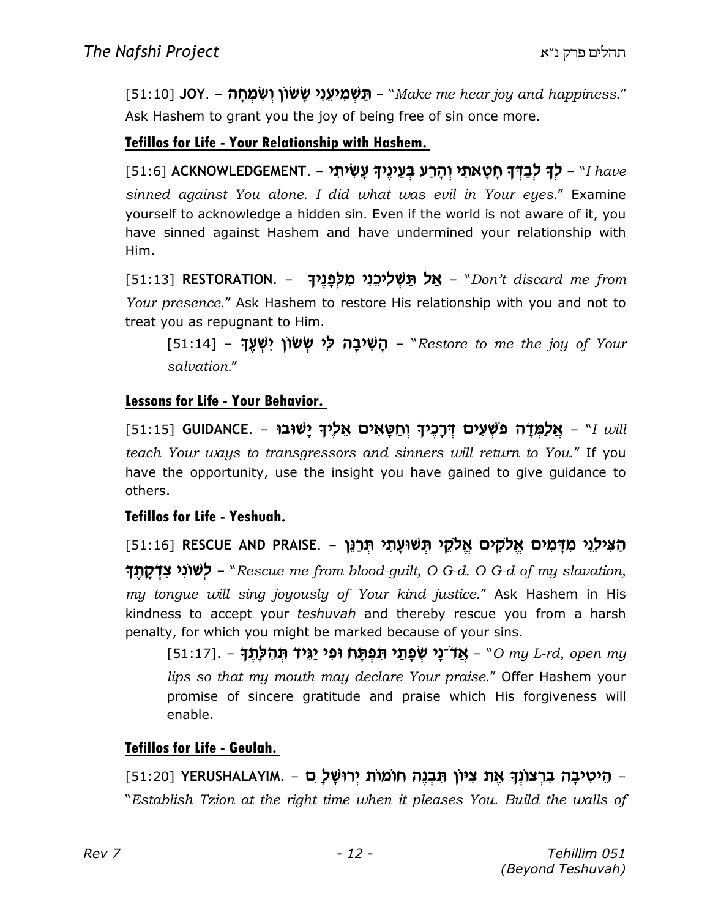[51:10] **JOY.** – **תַּשְׁמִיעֵנִי שָׂשׂוֹן וְשִׂמְחָה** – "*Make me hear joy and happiness.*" Ask Hashem to grant you the joy of being free of sin once more.

### Tefillos for Life - Your Relationship with Hashem.

[51:6] **ACKNOWLEDGEMENT.** – **לְךָ לְבַדְּךָ חָטָאתִי וְהָרַע בְּעֵינֶיךָ עָשִׂיתִי** – "*I have sinned against You alone. I did what was evil in Your eyes.*" Examine yourself to acknowledge a hidden sin. Even if the world is not aware of it, you have sinned against Hashem and have undermined your relationship with Him.

[51:13] **RESTORATION.** – **אַל תַּשְׁלִיכֵנִי מִלְּפָנֶיךָ** – "*Don't discard me from Your presence.*" Ask Hashem to restore His relationship with you and not to treat you as repugnant to Him.

> [51:14] – **הָשִׁיבָה לִּי שְׂשׂוֹן יִשְׁעֶךָ** – "*Restore to me the joy of Your salvation.*"

### Lessons for Life - Your Behavior.

[51:15] **GUIDANCE.** – **אֲלַמְּדָה פֹשְׁעִים דְּרָכֶיךָ וְחַטָּאִים אֵלֶיךָ יָשׁוּבוּ** – "*I will teach Your ways to transgressors and sinners will return to You.*" If you have the opportunity, use the insight you have gained to give guidance to others.

### Tefillos for Life - Yeshuah.

[51:16] **RESCUE AND PRAISE.** – **הַצִּילֵנִי מִדָּמִים אֱלֹקִים אֱלֹקֵי תְּשׁוּעָתִי תְּרַנֵּן לְשׁוֹנִי צִדְקָתֶךָ** – "*Rescue me from blood-guilt, O G-d. O G-d of my slavation, my tongue will sing joyously of Your kind justice.*" Ask Hashem in His kindness to accept your *teshuvah* and thereby rescue you from a harsh penalty, for which you might be marked because of your sins.

> [51:17]. – **אֲדֹ־נָי שְׂפָתַי תִּפְתָּח וּפִי יַגִּיד תְּהִלָּתֶךָ** – "*O my L-rd, open my lips so that my mouth may declare Your praise.*" Offer Hashem your promise of sincere gratitude and praise which His forgiveness will enable.

### Tefillos for Life - Geulah.

[51:20] **YERUSHALAYIM.** – **הֵיטִיבָה בִרְצוֹנְךָ אֶת צִיּוֹן תִּבְנֶה חוֹמוֹת יְרוּשָׁלָ ִם** – "*Establish Tzion at the right time when it pleases You. Build the walls of*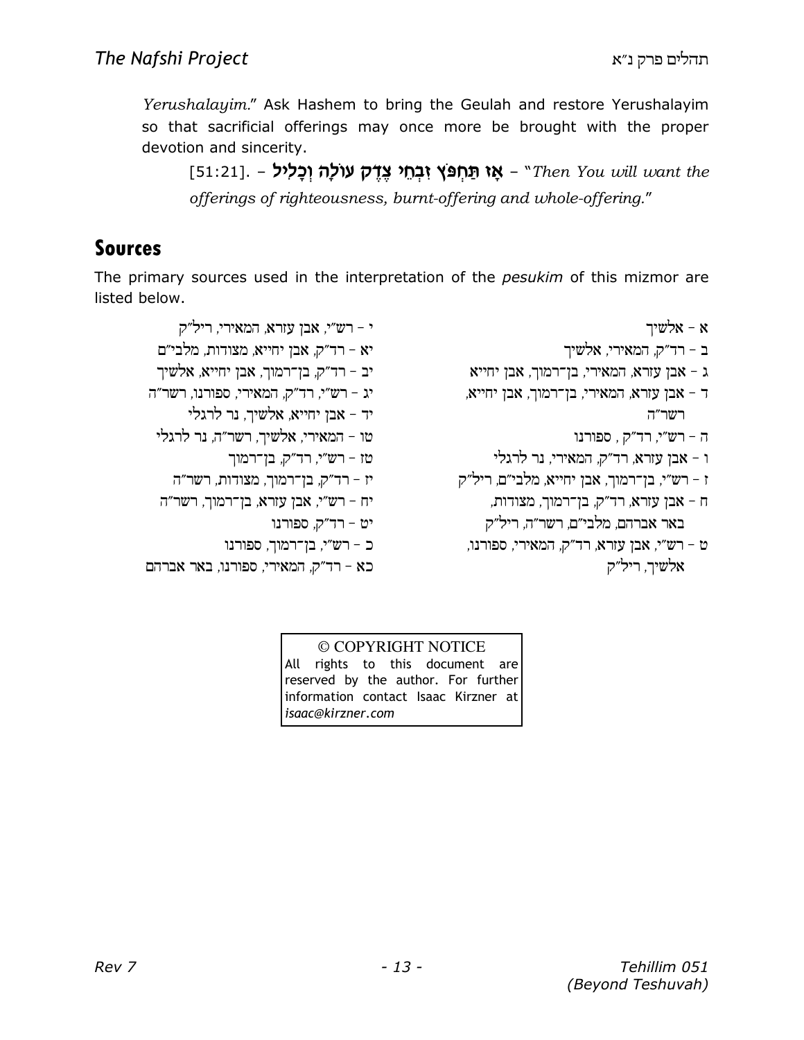*Yerushalayim.*" Ask Hashem to bring the Geulah and restore Yerushalayim so that sacrificial offerings may once more be brought with the proper devotion and sincerity.

[51:21]. – **אָז תַּחְפֹּץ זִבְחֵי צֶדֶק עוֹלָה וְכָלִיל** – "*Then You will want the offerings of righteousness, burnt-offering and whole-offering.*"

## Sources

The primary sources used in the interpretation of the *pesukim* of this mizmor are listed below.

א – אלשיך
ב – רד"ק, המאירי, אלשיך
ג – אבן עזרא, המאירי, בן־רמוך, אבן יחייא
ד – אבן עזרא, המאירי, בן־רמוך, אבן יחייא, רשר"ה
ה – רש"י, רד"ק , ספורנו
ו – אבן עזרא, רד"ק, המאירי, נר לרגלי
ז – רש"י, בן־רמוך, אבן יחייא, מלבי"ם, ריל"ק
ח – אבן עזרא, רד"ק, בן־רמוך, מצודות, באר אברהם, מלבי"ם, רשר"ה, ריל"ק
ט – רש"י, אבן עזרא, רד"ק, המאירי, ספורנו, אלשיך, ריל"ק
י – רש"י, אבן עזרא, המאירי, ריל"ק
יא – רד"ק, אבן יחייא, מצודות, מלבי"ם
יב – רד"ק, בן־רמוך, אבן יחייא, אלשיך
יג – רש"י, רד"ק, המאירי, ספורנו, רשר"ה
יד – אבן יחייא, אלשיך, נר לרגלי
טו – המאירי, אלשיך, רשר"ה, נר לרגלי
טז – רש"י, רד"ק, בן־רמוך
יז – רד"ק, בן־רמוך, מצודות, רשר"ה
יח – רש"י, אבן עזרא, בן־רמוך, רשר"ה
יט – רד"ק, ספורנו
כ – רש"י, בן־רמוך, ספורנו
כא – רד"ק, המאירי, ספורנו, באר אברהם

© COPYRIGHT NOTICE
All rights to this document are reserved by the author. For further information contact Isaac Kirzner at *isaac@kirzner.com*